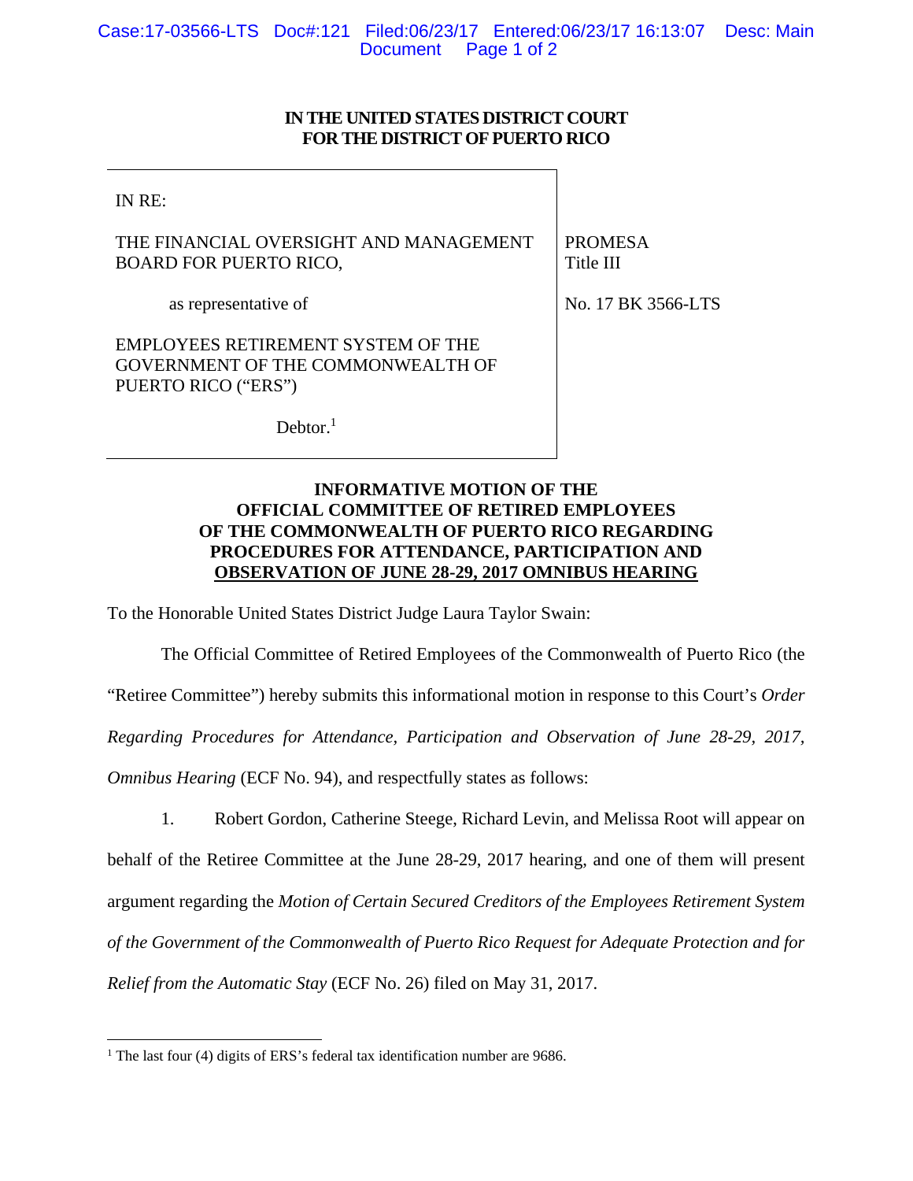**IN THE UNITED STATES DISTRICT COURT**
**FOR THE DISTRICT OF PUERTO RICO**

| | |
|---|---|
| IN RE:<br><br>THE FINANCIAL OVERSIGHT AND MANAGEMENT BOARD FOR PUERTO RICO,<br><br>as representative of<br><br>EMPLOYEES RETIREMENT SYSTEM OF THE GOVERNMENT OF THE COMMONWEALTH OF PUERTO RICO ("ERS")<br><br>Debtor.[1] | PROMESA<br>Title III<br><br>No. 17 BK 3566-LTS |

**INFORMATIVE MOTION OF THE OFFICIAL COMMITTEE OF RETIRED EMPLOYEES OF THE COMMONWEALTH OF PUERTO RICO REGARDING PROCEDURES FOR ATTENDANCE, PARTICIPATION AND OBSERVATION OF JUNE 28-29, 2017 OMNIBUS HEARING**

To the Honorable United States District Judge Laura Taylor Swain:

The Official Committee of Retired Employees of the Commonwealth of Puerto Rico (the "Retiree Committee") hereby submits this informational motion in response to this Court's *Order Regarding Procedures for Attendance, Participation and Observation of June 28-29, 2017, Omnibus Hearing* (ECF No. 94), and respectfully states as follows:

1. Robert Gordon, Catherine Steege, Richard Levin, and Melissa Root will appear on behalf of the Retiree Committee at the June 28-29, 2017 hearing, and one of them will present argument regarding the *Motion of Certain Secured Creditors of the Employees Retirement System of the Government of the Commonwealth of Puerto Rico Request for Adequate Protection and for Relief from the Automatic Stay* (ECF No. 26) filed on May 31, 2017.

[1] The last four (4) digits of ERS's federal tax identification number are 9686.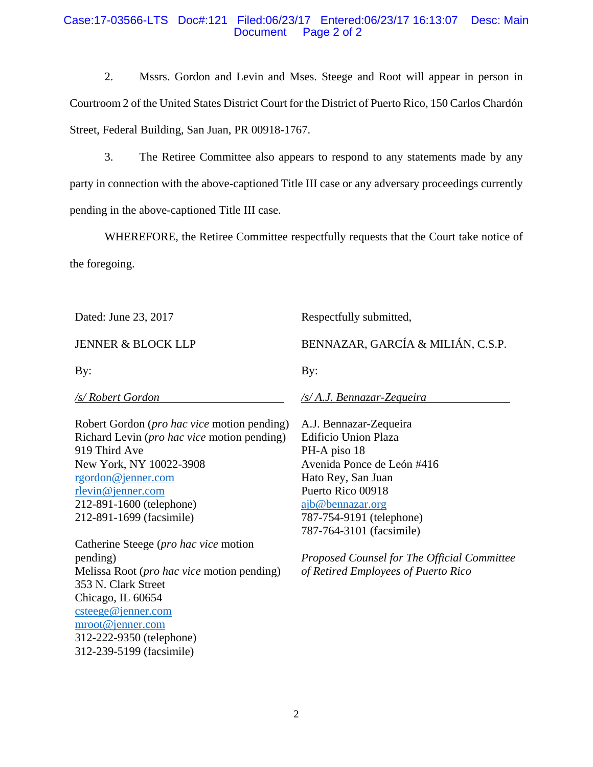2. Mssrs. Gordon and Levin and Mses. Steege and Root will appear in person in Courtroom 2 of the United States District Court for the District of Puerto Rico, 150 Carlos Chardón Street, Federal Building, San Juan, PR 00918-1767.

3. The Retiree Committee also appears to respond to any statements made by any party in connection with the above-captioned Title III case or any adversary proceedings currently pending in the above-captioned Title III case.

WHEREFORE, the Retiree Committee respectfully requests that the Court take notice of the foregoing.

Dated: June 23, 2017

Respectfully submitted,

JENNER & BLOCK LLP

By:

*/s/ Robert Gordon*

Robert Gordon (*pro hac vice* motion pending)
Richard Levin (*pro hac vice* motion pending)
919 Third Ave
New York, NY 10022-3908
rgordon@jenner.com
rlevin@jenner.com
212-891-1600 (telephone)
212-891-1699 (facsimile)

Catherine Steege (*pro hac vice* motion pending)
Melissa Root (*pro hac vice* motion pending)
353 N. Clark Street
Chicago, IL 60654
csteege@jenner.com
mroot@jenner.com
312-222-9350 (telephone)
312-239-5199 (facsimile)

BENNAZAR, GARCÍA & MILIÁN, C.S.P.

By:

*/s/ A.J. Bennazar-Zequeira*

A.J. Bennazar-Zequeira
Edificio Union Plaza
PH-A piso 18
Avenida Ponce de León #416
Hato Rey, San Juan
Puerto Rico 00918
ajb@bennazar.org
787-754-9191 (telephone)
787-764-3101 (facsimile)

*Proposed Counsel for The Official Committee of Retired Employees of Puerto Rico*